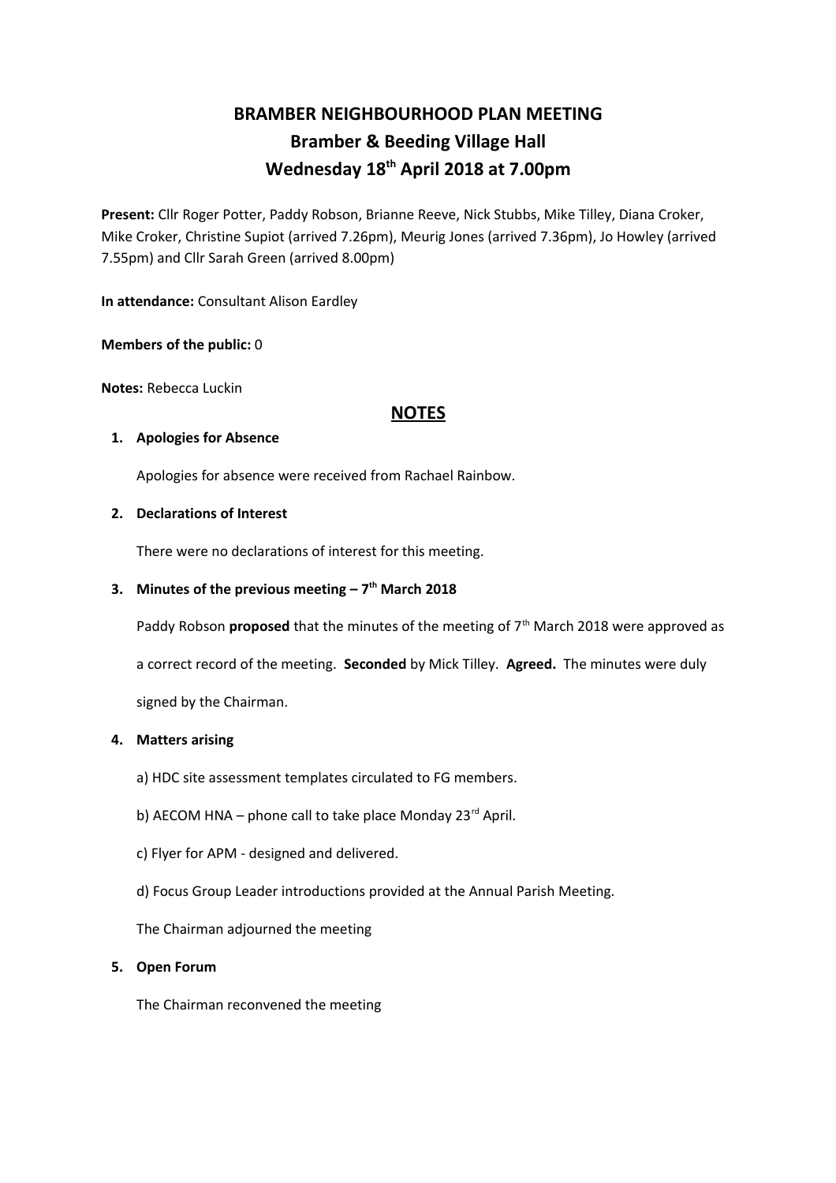# BRAMBER NEIGHBOURHOOD PLAN MEETING
## Bramber & Beeding Village Hall
## Wednesday 18th April 2018 at 7.00pm

**Present:** Cllr Roger Potter, Paddy Robson, Brianne Reeve, Nick Stubbs, Mike Tilley, Diana Croker, Mike Croker, Christine Supiot (arrived 7.26pm), Meurig Jones (arrived 7.36pm), Jo Howley (arrived 7.55pm) and Cllr Sarah Green (arrived 8.00pm)

**In attendance:** Consultant Alison Eardley

**Members of the public:** 0

**Notes:** Rebecca Luckin

## NOTES

**1. Apologies for Absence**

Apologies for absence were received from Rachael Rainbow.

**2. Declarations of Interest**

There were no declarations of interest for this meeting.

**3. Minutes of the previous meeting – 7th March 2018**

Paddy Robson **proposed** that the minutes of the meeting of 7th March 2018 were approved as a correct record of the meeting. **Seconded** by Mick Tilley. **Agreed.** The minutes were duly signed by the Chairman.

**4. Matters arising**

a) HDC site assessment templates circulated to FG members.

b) AECOM HNA – phone call to take place Monday 23rd April.

c) Flyer for APM - designed and delivered.

d) Focus Group Leader introductions provided at the Annual Parish Meeting.

The Chairman adjourned the meeting

**5. Open Forum**

The Chairman reconvened the meeting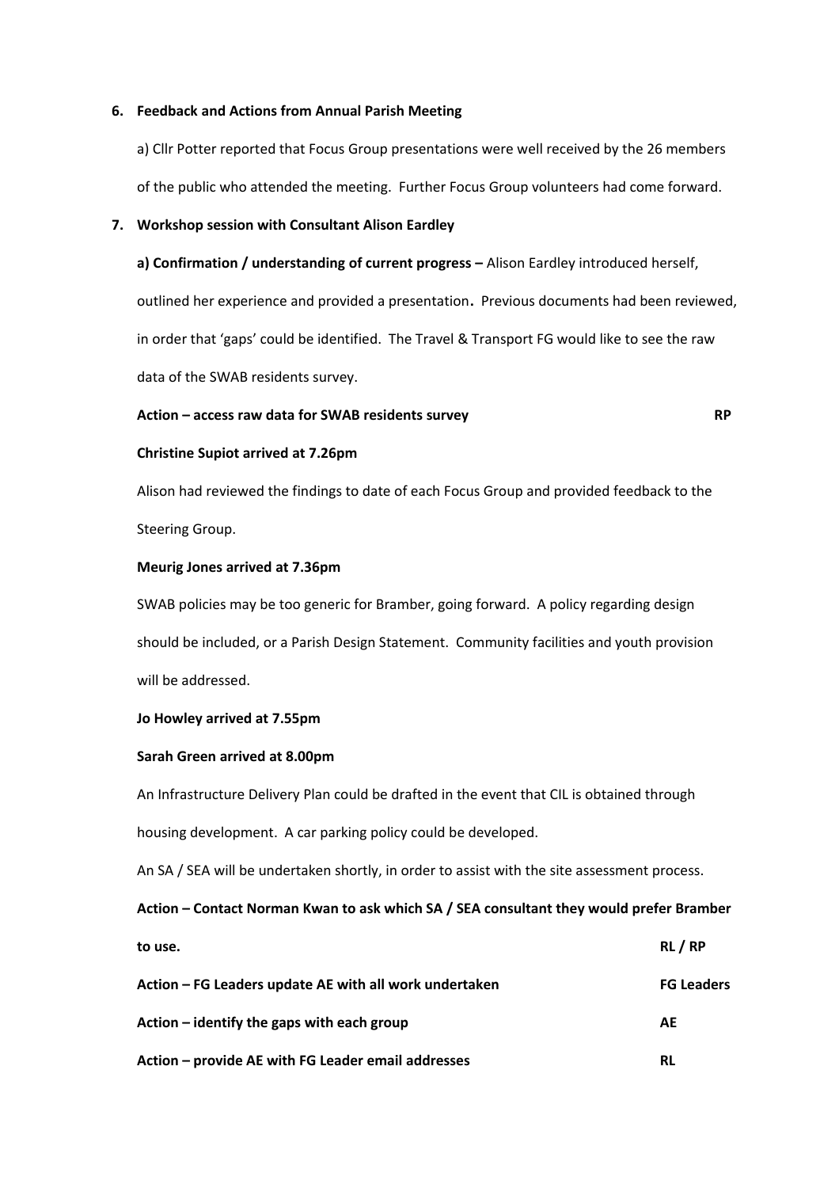**6. Feedback and Actions from Annual Parish Meeting**

a) Cllr Potter reported that Focus Group presentations were well received by the 26 members of the public who attended the meeting. Further Focus Group volunteers had come forward.

**7. Workshop session with Consultant Alison Eardley**

**a) Confirmation / understanding of current progress –** Alison Eardley introduced herself, outlined her experience and provided a presentation**.** Previous documents had been reviewed, in order that 'gaps' could be identified. The Travel & Transport FG would like to see the raw data of the SWAB residents survey.

**Action – access raw data for SWAB residents survey** **RP**

**Christine Supiot arrived at 7.26pm**

Alison had reviewed the findings to date of each Focus Group and provided feedback to the Steering Group.

**Meurig Jones arrived at 7.36pm**

SWAB policies may be too generic for Bramber, going forward. A policy regarding design should be included, or a Parish Design Statement. Community facilities and youth provision will be addressed.

**Jo Howley arrived at 7.55pm**

**Sarah Green arrived at 8.00pm**

An Infrastructure Delivery Plan could be drafted in the event that CIL is obtained through housing development. A car parking policy could be developed.

An SA / SEA will be undertaken shortly, in order to assist with the site assessment process.

**Action – Contact Norman Kwan to ask which SA / SEA consultant they would prefer Bramber to use.** **RL / RP**

**Action – FG Leaders update AE with all work undertaken** **FG Leaders**

**Action – identify the gaps with each group** **AE**

**Action – provide AE with FG Leader email addresses** **RL**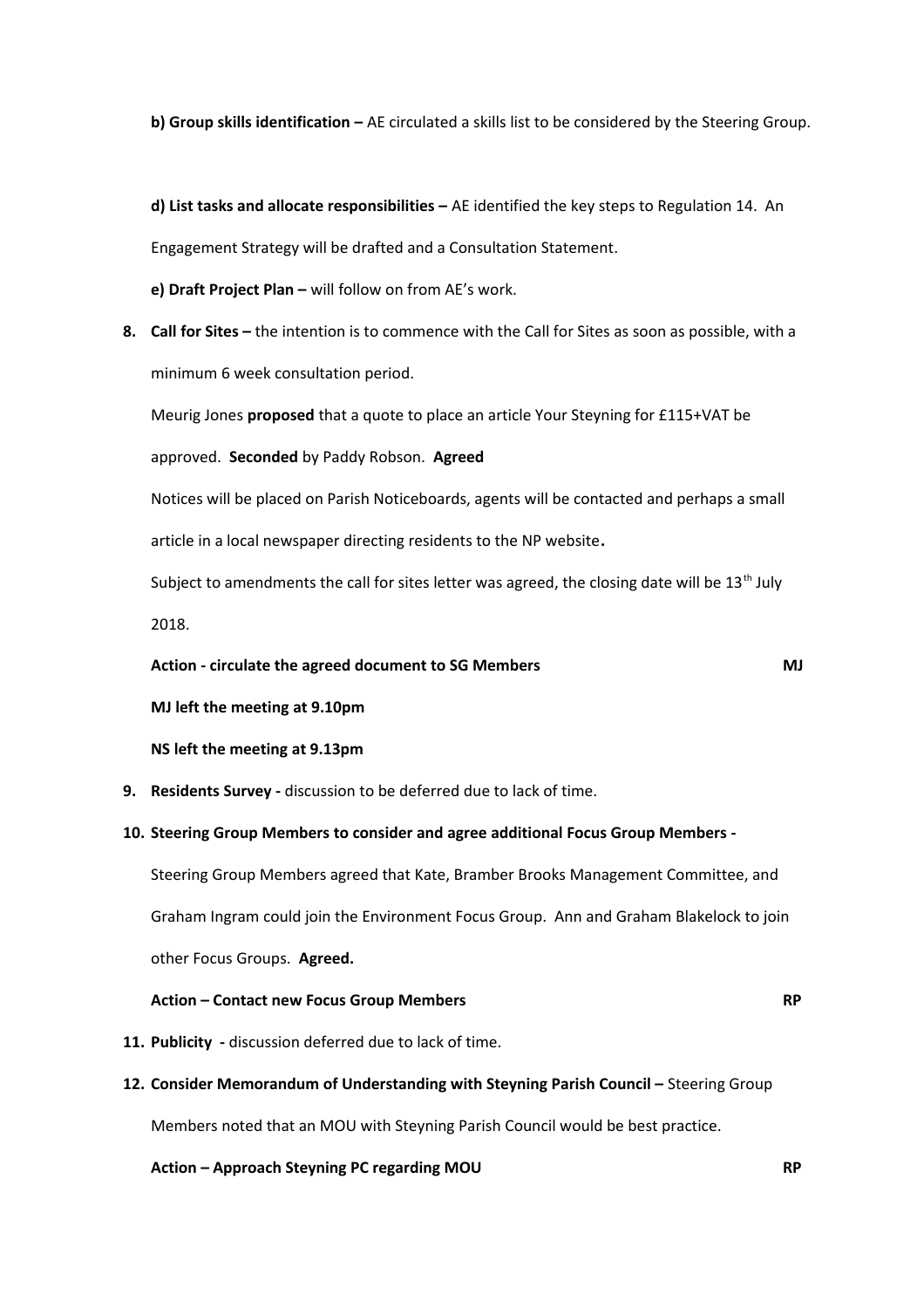**b) Group skills identification –** AE circulated a skills list to be considered by the Steering Group.

**d) List tasks and allocate responsibilities –** AE identified the key steps to Regulation 14. An Engagement Strategy will be drafted and a Consultation Statement.

**e) Draft Project Plan –** will follow on from AE's work.

8. **Call for Sites –** the intention is to commence with the Call for Sites as soon as possible, with a minimum 6 week consultation period.

   Meurig Jones **proposed** that a quote to place an article Your Steyning for £115+VAT be approved. **Seconded** by Paddy Robson. **Agreed**

   Notices will be placed on Parish Noticeboards, agents will be contacted and perhaps a small article in a local newspaper directing residents to the NP website**.**

   Subject to amendments the call for sites letter was agreed, the closing date will be 13th July 2018.

   **Action - circulate the agreed document to SG Members** **MJ**

   **MJ left the meeting at 9.10pm**

   **NS left the meeting at 9.13pm**

9. **Residents Survey -** discussion to be deferred due to lack of time.

10. **Steering Group Members to consider and agree additional Focus Group Members -**

    Steering Group Members agreed that Kate, Bramber Brooks Management Committee, and Graham Ingram could join the Environment Focus Group. Ann and Graham Blakelock to join other Focus Groups. **Agreed.**

    **Action – Contact new Focus Group Members** **RP**

11. **Publicity -** discussion deferred due to lack of time.

12. **Consider Memorandum of Understanding with Steyning Parish Council –** Steering Group Members noted that an MOU with Steyning Parish Council would be best practice.

    **Action – Approach Steyning PC regarding MOU** **RP**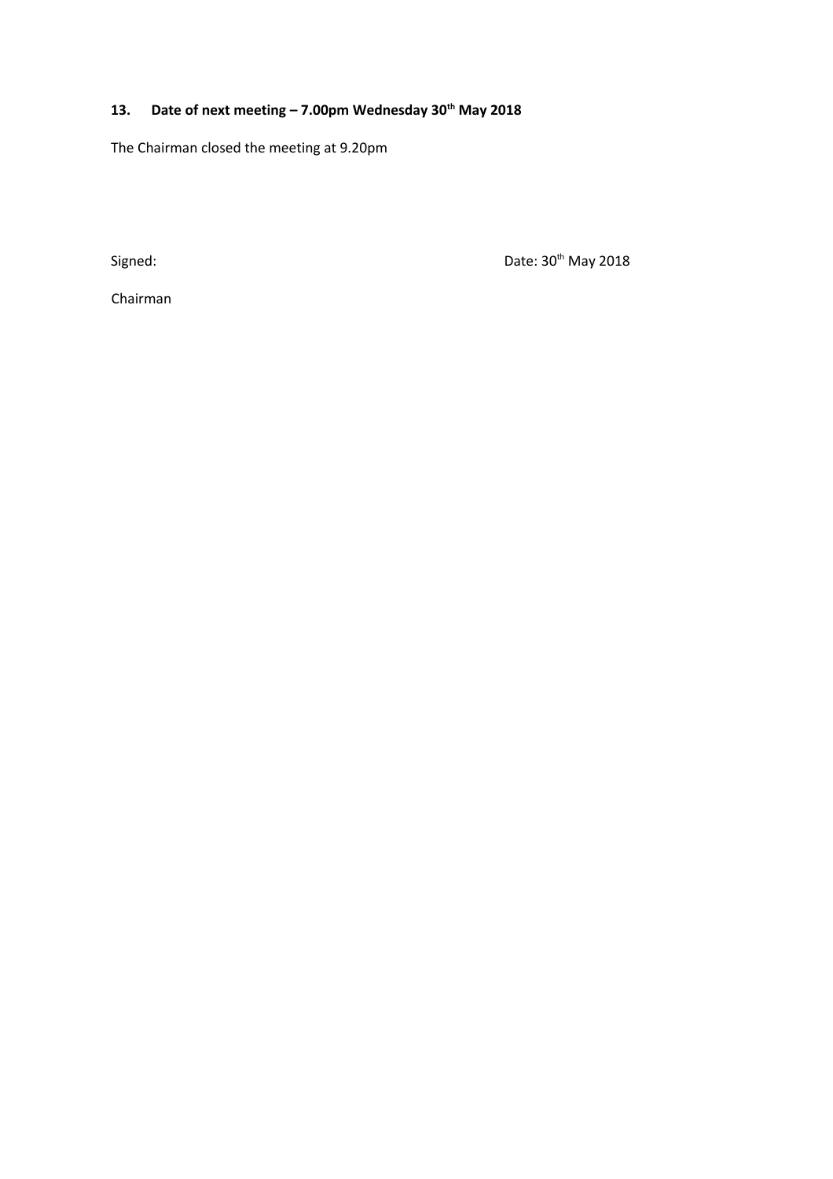## 13. Date of next meeting – 7.00pm Wednesday 30th May 2018

The Chairman closed the meeting at 9.20pm

Signed: Date: 30th May 2018

Chairman